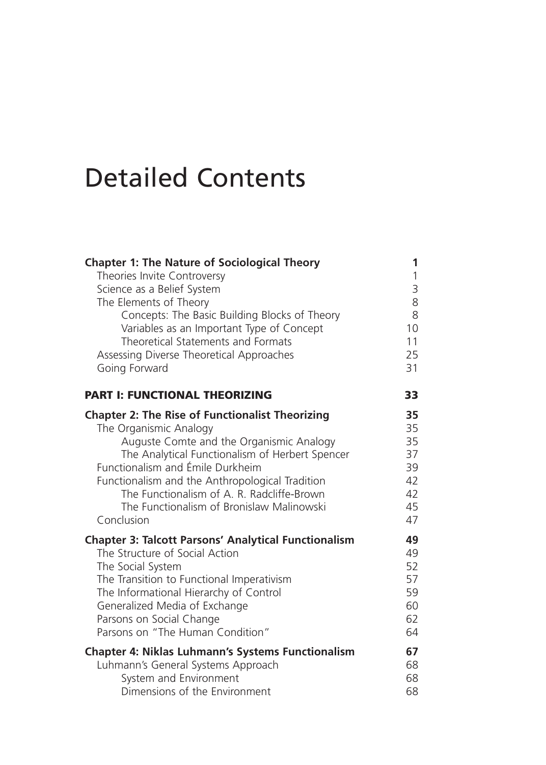# Detailed Contents

| | |
|---|---|
| **Chapter 1: The Nature of Sociological Theory** | **1** |
| Theories Invite Controversy | 1 |
| Science as a Belief System | 3 |
| The Elements of Theory | 8 |
| Concepts: The Basic Building Blocks of Theory | 8 |
| Variables as an Important Type of Concept | 10 |
| Theoretical Statements and Formats | 11 |
| Assessing Diverse Theoretical Approaches | 25 |
| Going Forward | 31 |
| **PART I: FUNCTIONAL THEORIZING** | **33** |
| **Chapter 2: The Rise of Functionalist Theorizing** | **35** |
| The Organismic Analogy | 35 |
| Auguste Comte and the Organismic Analogy | 35 |
| The Analytical Functionalism of Herbert Spencer | 37 |
| Functionalism and Émile Durkheim | 39 |
| Functionalism and the Anthropological Tradition | 42 |
| The Functionalism of A. R. Radcliffe-Brown | 42 |
| The Functionalism of Bronislaw Malinowski | 45 |
| Conclusion | 47 |
| **Chapter 3: Talcott Parsons' Analytical Functionalism** | **49** |
| The Structure of Social Action | 49 |
| The Social System | 52 |
| The Transition to Functional Imperativism | 57 |
| The Informational Hierarchy of Control | 59 |
| Generalized Media of Exchange | 60 |
| Parsons on Social Change | 62 |
| Parsons on "The Human Condition" | 64 |
| **Chapter 4: Niklas Luhmann's Systems Functionalism** | **67** |
| Luhmann's General Systems Approach | 68 |
| System and Environment | 68 |
| Dimensions of the Environment | 68 |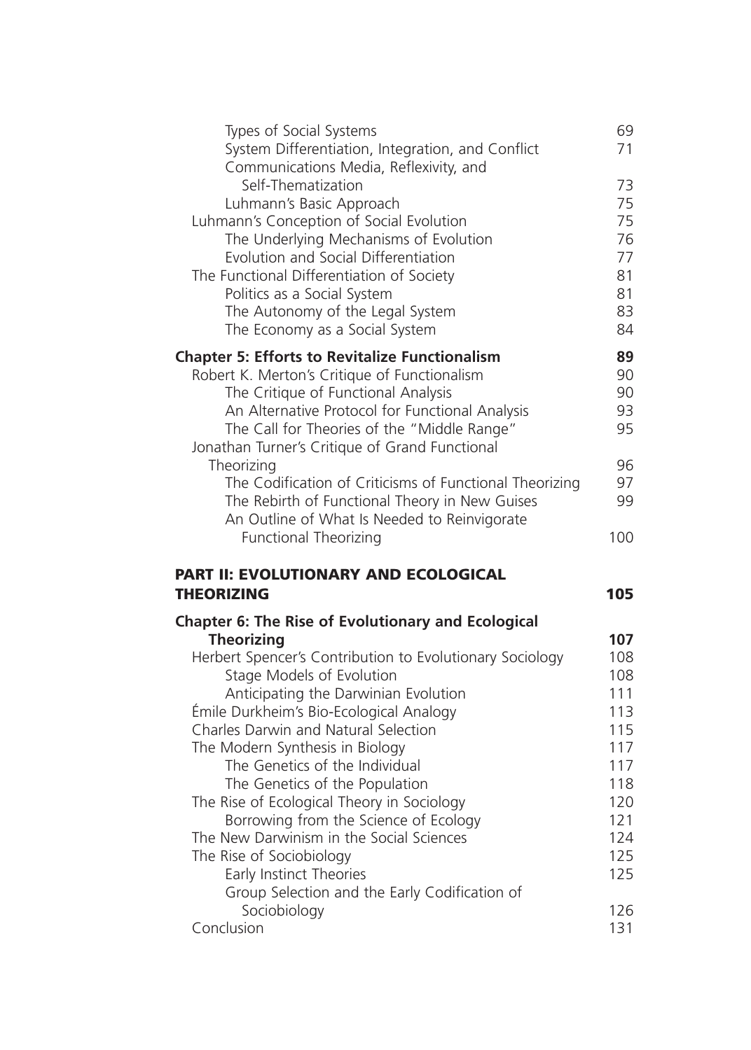Types of Social Systems 69
System Differentiation, Integration, and Conflict 71
Communications Media, Reflexivity, and Self-Thematization 73
Luhmann's Basic Approach 75
Luhmann's Conception of Social Evolution 75
The Underlying Mechanisms of Evolution 76
Evolution and Social Differentiation 77
The Functional Differentiation of Society 81
Politics as a Social System 81
The Autonomy of the Legal System 83
The Economy as a Social System 84

**Chapter 5: Efforts to Revitalize Functionalism 89**
Robert K. Merton's Critique of Functionalism 90
The Critique of Functional Analysis 90
An Alternative Protocol for Functional Analysis 93
The Call for Theories of the "Middle Range" 95
Jonathan Turner's Critique of Grand Functional Theorizing 96
The Codification of Criticisms of Functional Theorizing 97
The Rebirth of Functional Theory in New Guises 99
An Outline of What Is Needed to Reinvigorate Functional Theorizing 100

**PART II: EVOLUTIONARY AND ECOLOGICAL THEORIZING 105**

**Chapter 6: The Rise of Evolutionary and Ecological Theorizing 107**
Herbert Spencer's Contribution to Evolutionary Sociology 108
Stage Models of Evolution 108
Anticipating the Darwinian Evolution 111
Émile Durkheim's Bio-Ecological Analogy 113
Charles Darwin and Natural Selection 115
The Modern Synthesis in Biology 117
The Genetics of the Individual 117
The Genetics of the Population 118
The Rise of Ecological Theory in Sociology 120
Borrowing from the Science of Ecology 121
The New Darwinism in the Social Sciences 124
The Rise of Sociobiology 125
Early Instinct Theories 125
Group Selection and the Early Codification of Sociobiology 126
Conclusion 131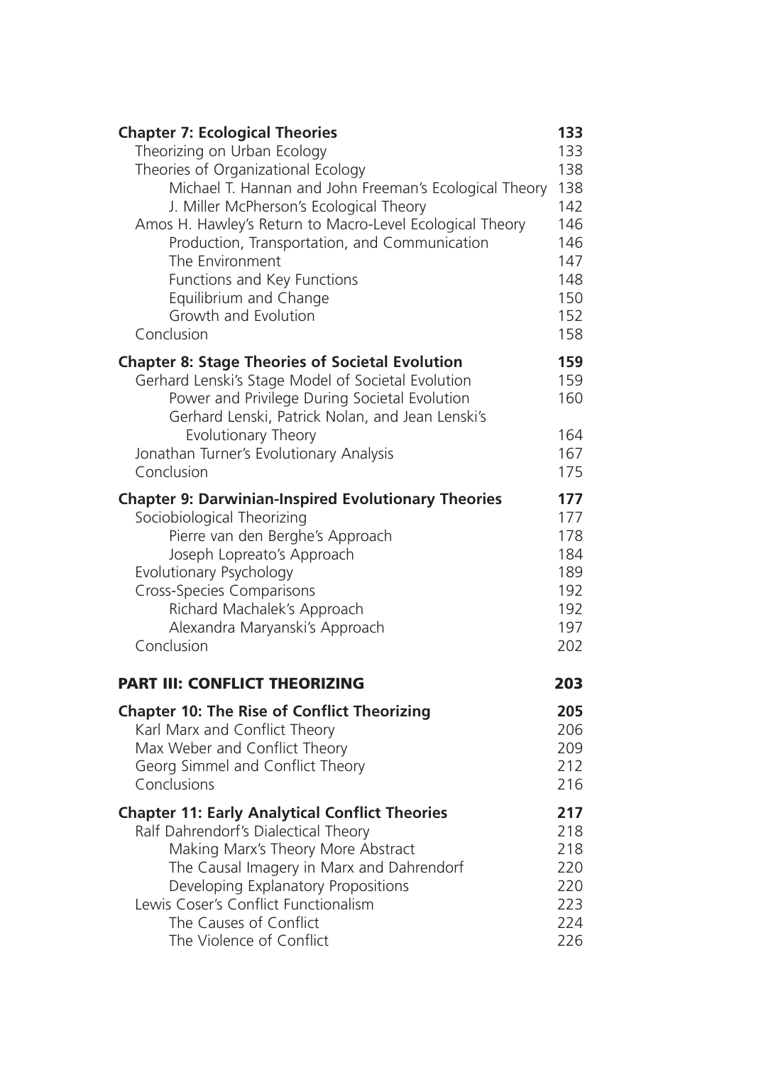**Chapter 7: Ecological Theories** 133

- Theorizing on Urban Ecology 133
- Theories of Organizational Ecology 138
  - Michael T. Hannan and John Freeman's Ecological Theory 138
  - J. Miller McPherson's Ecological Theory 142
- Amos H. Hawley's Return to Macro-Level Ecological Theory 146
  - Production, Transportation, and Communication 146
  - The Environment 147
  - Functions and Key Functions 148
  - Equilibrium and Change 150
  - Growth and Evolution 152
- Conclusion 158

**Chapter 8: Stage Theories of Societal Evolution** 159

- Gerhard Lenski's Stage Model of Societal Evolution 159
  - Power and Privilege During Societal Evolution 160
  - Gerhard Lenski, Patrick Nolan, and Jean Lenski's Evolutionary Theory 164
- Jonathan Turner's Evolutionary Analysis 167
- Conclusion 175

**Chapter 9: Darwinian-Inspired Evolutionary Theories** 177

- Sociobiological Theorizing 177
  - Pierre van den Berghe's Approach 178
  - Joseph Lopreato's Approach 184
- Evolutionary Psychology 189
- Cross-Species Comparisons 192
  - Richard Machalek's Approach 192
  - Alexandra Maryanski's Approach 197
- Conclusion 202

## PART III: CONFLICT THEORIZING 203

**Chapter 10: The Rise of Conflict Theorizing** 205

- Karl Marx and Conflict Theory 206
- Max Weber and Conflict Theory 209
- Georg Simmel and Conflict Theory 212
- Conclusions 216

**Chapter 11: Early Analytical Conflict Theories** 217

- Ralf Dahrendorf's Dialectical Theory 218
  - Making Marx's Theory More Abstract 218
  - The Causal Imagery in Marx and Dahrendorf 220
  - Developing Explanatory Propositions 220
- Lewis Coser's Conflict Functionalism 223
  - The Causes of Conflict 224
  - The Violence of Conflict 226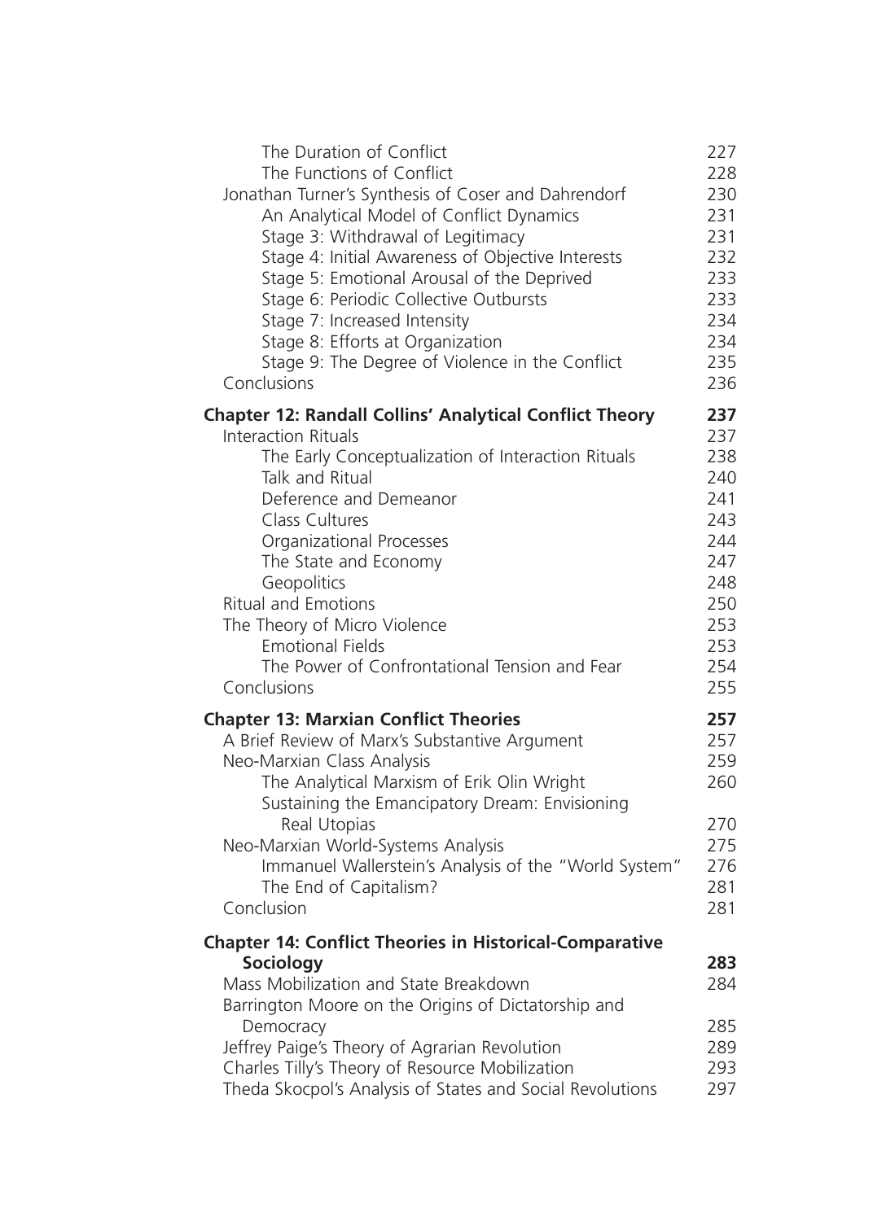The Duration of Conflict 227
The Functions of Conflict 228
Jonathan Turner's Synthesis of Coser and Dahrendorf 230
An Analytical Model of Conflict Dynamics 231
Stage 3: Withdrawal of Legitimacy 231
Stage 4: Initial Awareness of Objective Interests 232
Stage 5: Emotional Arousal of the Deprived 233
Stage 6: Periodic Collective Outbursts 233
Stage 7: Increased Intensity 234
Stage 8: Efforts at Organization 234
Stage 9: The Degree of Violence in the Conflict 235
Conclusions 236

**Chapter 12: Randall Collins' Analytical Conflict Theory 237**
Interaction Rituals 237
The Early Conceptualization of Interaction Rituals 238
Talk and Ritual 240
Deference and Demeanor 241
Class Cultures 243
Organizational Processes 244
The State and Economy 247
Geopolitics 248
Ritual and Emotions 250
The Theory of Micro Violence 253
Emotional Fields 253
The Power of Confrontational Tension and Fear 254
Conclusions 255

**Chapter 13: Marxian Conflict Theories 257**
A Brief Review of Marx's Substantive Argument 257
Neo-Marxian Class Analysis 259
The Analytical Marxism of Erik Olin Wright 260
Sustaining the Emancipatory Dream: Envisioning Real Utopias 270
Neo-Marxian World-Systems Analysis 275
Immanuel Wallerstein's Analysis of the "World System" 276
The End of Capitalism? 281
Conclusion 281

**Chapter 14: Conflict Theories in Historical-Comparative Sociology 283**
Mass Mobilization and State Breakdown 284
Barrington Moore on the Origins of Dictatorship and Democracy 285
Jeffrey Paige's Theory of Agrarian Revolution 289
Charles Tilly's Theory of Resource Mobilization 293
Theda Skocpol's Analysis of States and Social Revolutions 297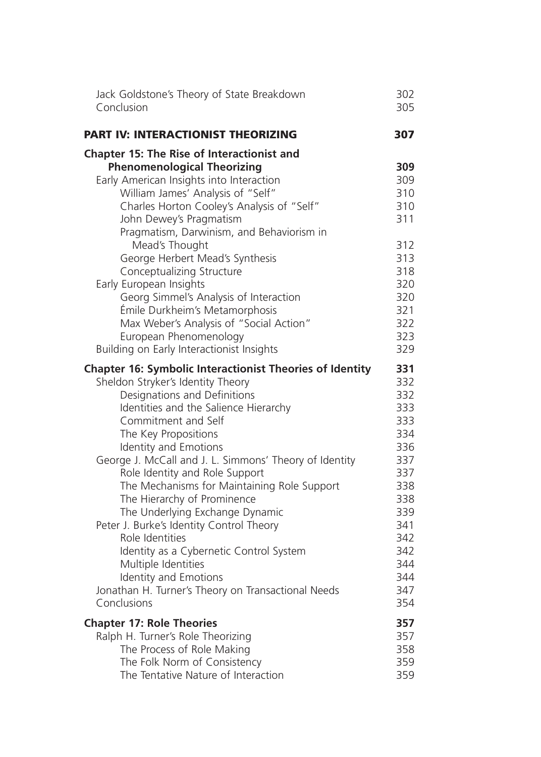Jack Goldstone's Theory of State Breakdown 302
Conclusion 305

## PART IV: INTERACTIONIST THEORIZING 307

### Chapter 15: The Rise of Interactionist and Phenomenological Theorizing 309

- Early American Insights into Interaction 309
  - William James' Analysis of "Self" 310
  - Charles Horton Cooley's Analysis of "Self" 310
  - John Dewey's Pragmatism 311
  - Pragmatism, Darwinism, and Behaviorism in Mead's Thought 312
  - George Herbert Mead's Synthesis 313
  - Conceptualizing Structure 318
- Early European Insights 320
  - Georg Simmel's Analysis of Interaction 320
  - Émile Durkheim's Metamorphosis 321
  - Max Weber's Analysis of "Social Action" 322
  - European Phenomenology 323
- Building on Early Interactionist Insights 329

### Chapter 16: Symbolic Interactionist Theories of Identity 331

- Sheldon Stryker's Identity Theory 332
  - Designations and Definitions 332
  - Identities and the Salience Hierarchy 333
  - Commitment and Self 333
  - The Key Propositions 334
  - Identity and Emotions 336
- George J. McCall and J. L. Simmons' Theory of Identity 337
  - Role Identity and Role Support 337
  - The Mechanisms for Maintaining Role Support 338
  - The Hierarchy of Prominence 338
  - The Underlying Exchange Dynamic 339
- Peter J. Burke's Identity Control Theory 341
  - Role Identities 342
  - Identity as a Cybernetic Control System 342
  - Multiple Identities 344
  - Identity and Emotions 344
- Jonathan H. Turner's Theory on Transactional Needs 347
- Conclusions 354

### Chapter 17: Role Theories 357

- Ralph H. Turner's Role Theorizing 357
  - The Process of Role Making 358
  - The Folk Norm of Consistency 359
  - The Tentative Nature of Interaction 359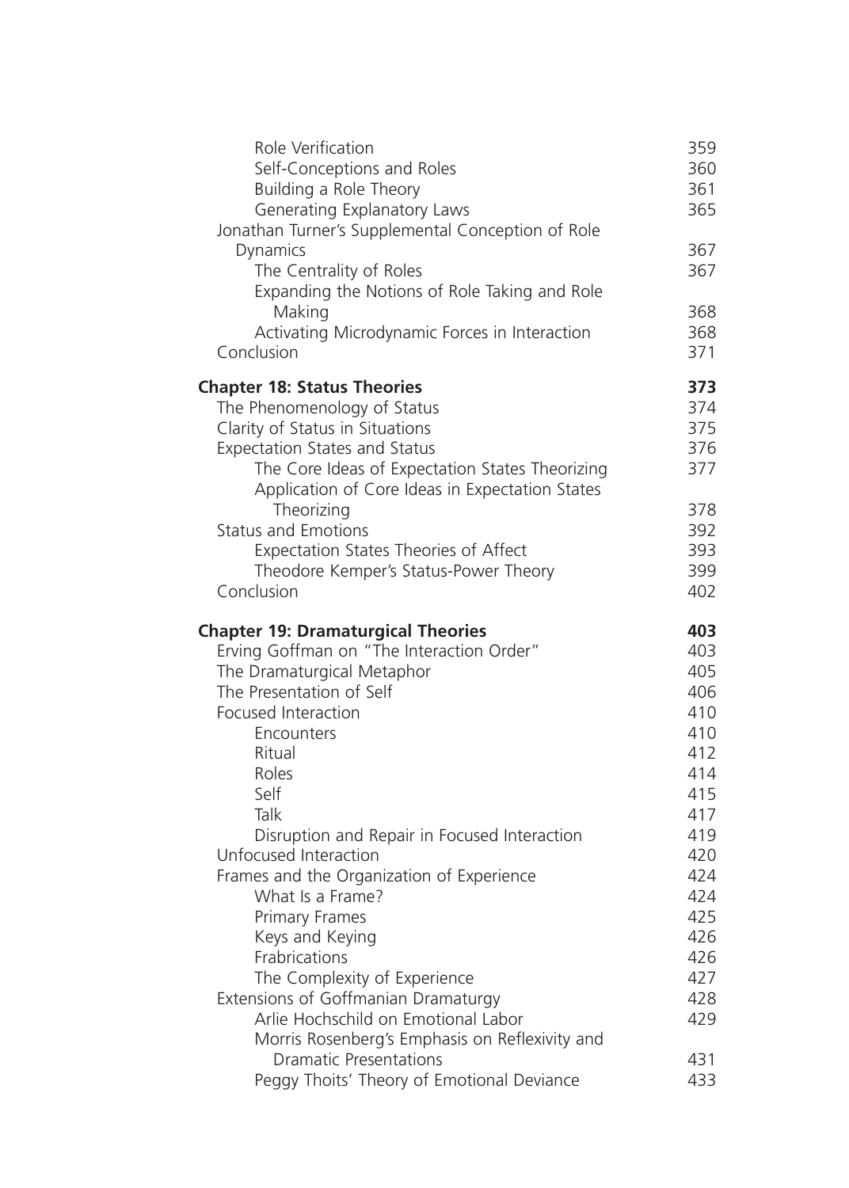Role Verification 359
Self-Conceptions and Roles 360
Building a Role Theory 361
Generating Explanatory Laws 365
Jonathan Turner's Supplemental Conception of Role Dynamics 367
The Centrality of Roles 367
Expanding the Notions of Role Taking and Role Making 368
Activating Microdynamic Forces in Interaction 368
Conclusion 371

**Chapter 18: Status Theories 373**
The Phenomenology of Status 374
Clarity of Status in Situations 375
Expectation States and Status 376
The Core Ideas of Expectation States Theorizing 377
Application of Core Ideas in Expectation States Theorizing 378
Status and Emotions 392
Expectation States Theories of Affect 393
Theodore Kemper's Status-Power Theory 399
Conclusion 402

**Chapter 19: Dramaturgical Theories 403**
Erving Goffman on "The Interaction Order" 403
The Dramaturgical Metaphor 405
The Presentation of Self 406
Focused Interaction 410
Encounters 410
Ritual 412
Roles 414
Self 415
Talk 417
Disruption and Repair in Focused Interaction 419
Unfocused Interaction 420
Frames and the Organization of Experience 424
What Is a Frame? 424
Primary Frames 425
Keys and Keying 426
Fabrications 426
The Complexity of Experience 427
Extensions of Goffmanian Dramaturgy 428
Arlie Hochschild on Emotional Labor 429
Morris Rosenberg's Emphasis on Reflexivity and Dramatic Presentations 431
Peggy Thoits' Theory of Emotional Deviance 433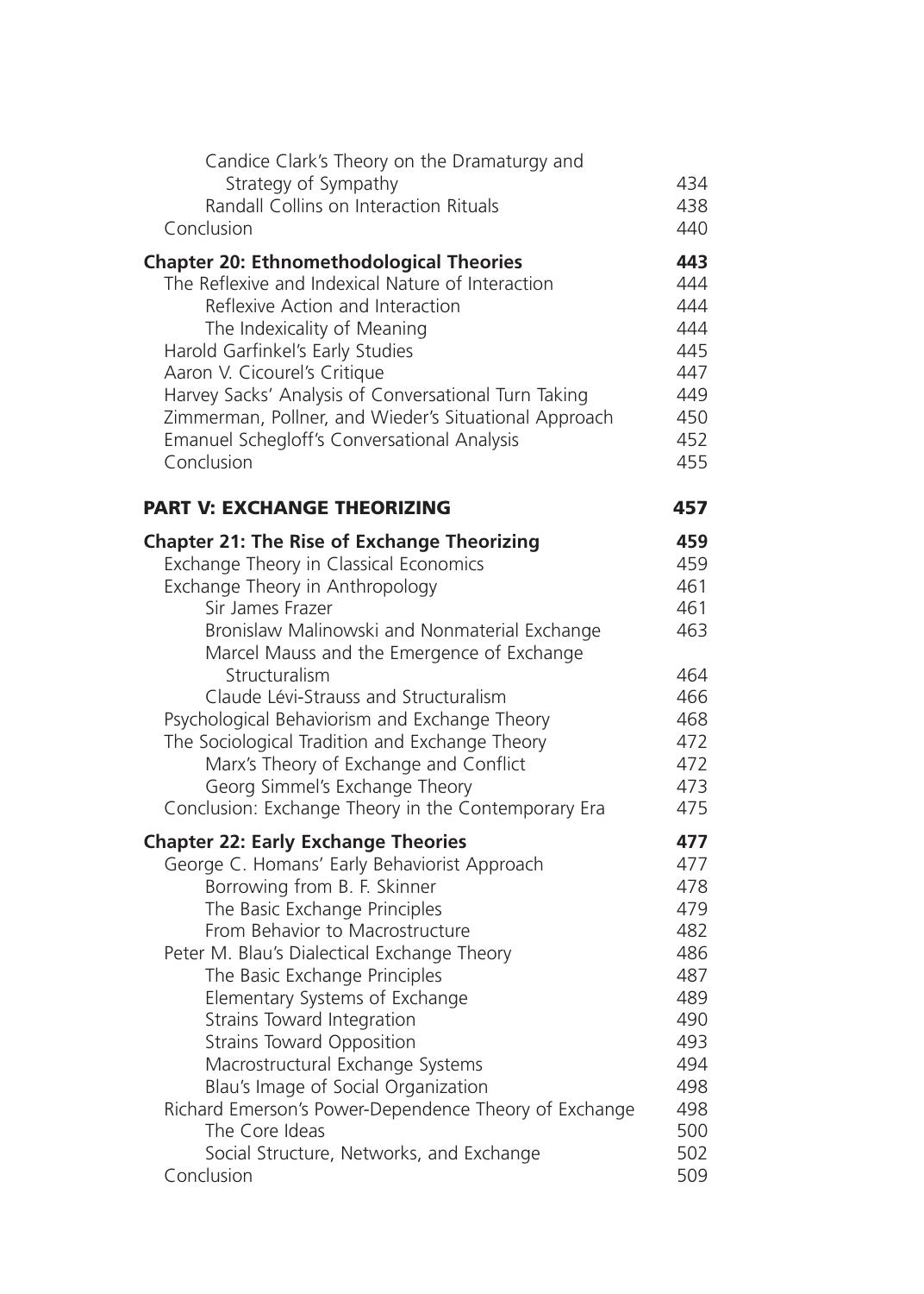Candice Clark's Theory on the Dramaturgy and Strategy of Sympathy 434
Randall Collins on Interaction Rituals 438
Conclusion 440

**Chapter 20: Ethnomethodological Theories** **443**
The Reflexive and Indexical Nature of Interaction 444
Reflexive Action and Interaction 444
The Indexicality of Meaning 444
Harold Garfinkel's Early Studies 445
Aaron V. Cicourel's Critique 447
Harvey Sacks' Analysis of Conversational Turn Taking 449
Zimmerman, Pollner, and Wieder's Situational Approach 450
Emanuel Schegloff's Conversational Analysis 452
Conclusion 455

**PART V: EXCHANGE THEORIZING** **457**

**Chapter 21: The Rise of Exchange Theorizing** **459**
Exchange Theory in Classical Economics 459
Exchange Theory in Anthropology 461
Sir James Frazer 461
Bronislaw Malinowski and Nonmaterial Exchange 463
Marcel Mauss and the Emergence of Exchange Structuralism 464
Claude Lévi-Strauss and Structuralism 466
Psychological Behaviorism and Exchange Theory 468
The Sociological Tradition and Exchange Theory 472
Marx's Theory of Exchange and Conflict 472
Georg Simmel's Exchange Theory 473
Conclusion: Exchange Theory in the Contemporary Era 475

**Chapter 22: Early Exchange Theories** **477**
George C. Homans' Early Behaviorist Approach 477
Borrowing from B. F. Skinner 478
The Basic Exchange Principles 479
From Behavior to Macrostructure 482
Peter M. Blau's Dialectical Exchange Theory 486
The Basic Exchange Principles 487
Elementary Systems of Exchange 489
Strains Toward Integration 490
Strains Toward Opposition 493
Macrostructural Exchange Systems 494
Blau's Image of Social Organization 498
Richard Emerson's Power-Dependence Theory of Exchange 498
The Core Ideas 500
Social Structure, Networks, and Exchange 502
Conclusion 509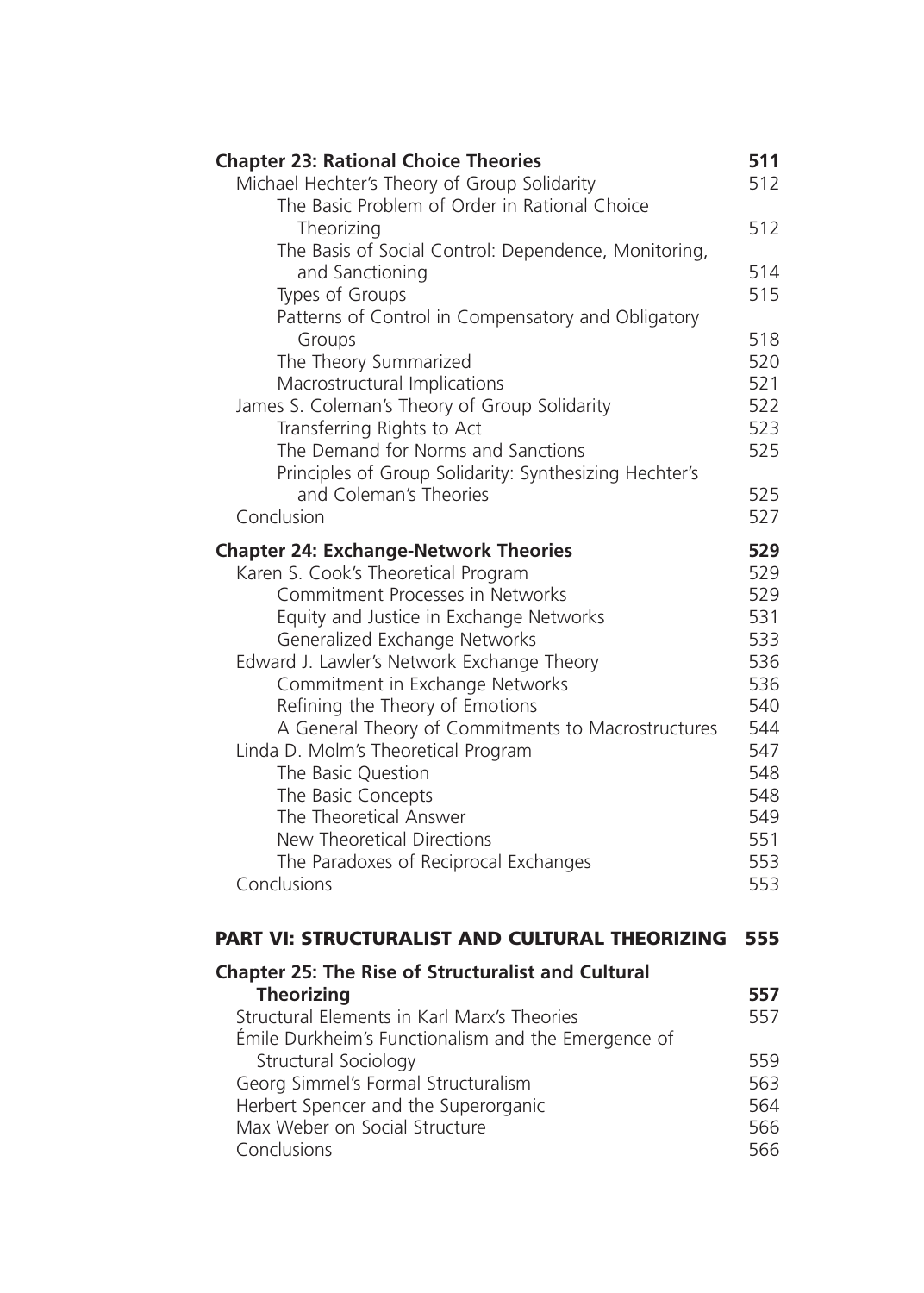**Chapter 23: Rational Choice Theories** 511

Michael Hechter's Theory of Group Solidarity 512

The Basic Problem of Order in Rational Choice Theorizing 512

The Basis of Social Control: Dependence, Monitoring, and Sanctioning 514

Types of Groups 515

Patterns of Control in Compensatory and Obligatory Groups 518

The Theory Summarized 520

Macrostructural Implications 521

James S. Coleman's Theory of Group Solidarity 522

Transferring Rights to Act 523

The Demand for Norms and Sanctions 525

Principles of Group Solidarity: Synthesizing Hechter's and Coleman's Theories 525

Conclusion 527

**Chapter 24: Exchange-Network Theories** 529

Karen S. Cook's Theoretical Program 529

Commitment Processes in Networks 529

Equity and Justice in Exchange Networks 531

Generalized Exchange Networks 533

Edward J. Lawler's Network Exchange Theory 536

Commitment in Exchange Networks 536

Refining the Theory of Emotions 540

A General Theory of Commitments to Macrostructures 544

Linda D. Molm's Theoretical Program 547

The Basic Question 548

The Basic Concepts 548

The Theoretical Answer 549

New Theoretical Directions 551

The Paradoxes of Reciprocal Exchanges 553

Conclusions 553

# PART VI: STRUCTURALIST AND CULTURAL THEORIZING 555

**Chapter 25: The Rise of Structuralist and Cultural Theorizing** 557

Structural Elements in Karl Marx's Theories 557

Émile Durkheim's Functionalism and the Emergence of Structural Sociology 559

Georg Simmel's Formal Structuralism 563

Herbert Spencer and the Superorganic 564

Max Weber on Social Structure 566

Conclusions 566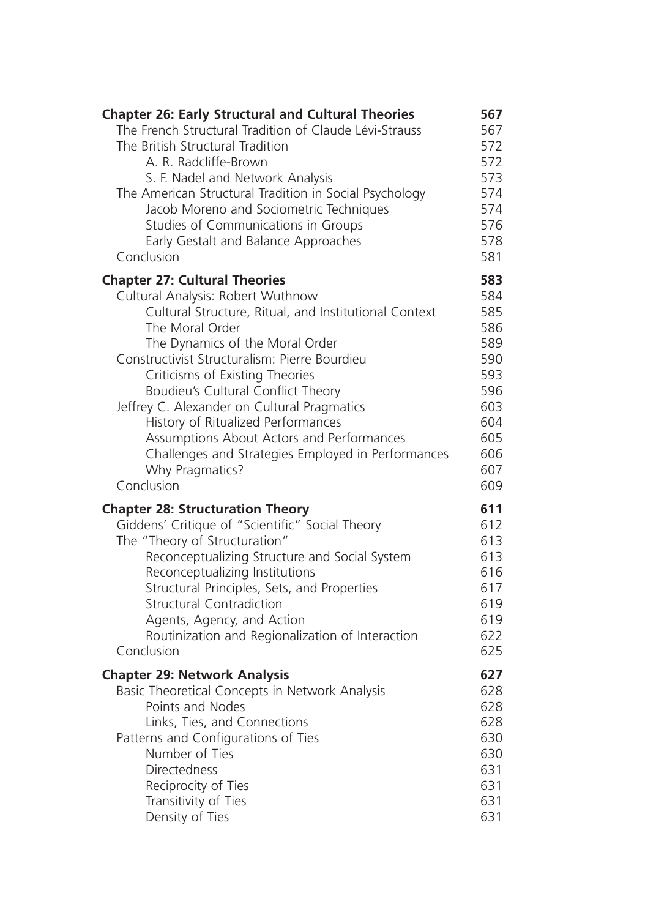**Chapter 26: Early Structural and Cultural Theories** **567**

- The French Structural Tradition of Claude Lévi-Strauss 567
- The British Structural Tradition 572
  - A. R. Radcliffe-Brown 572
  - S. F. Nadel and Network Analysis 573
- The American Structural Tradition in Social Psychology 574
  - Jacob Moreno and Sociometric Techniques 574
  - Studies of Communications in Groups 576
  - Early Gestalt and Balance Approaches 578
- Conclusion 581

**Chapter 27: Cultural Theories** **583**

- Cultural Analysis: Robert Wuthnow 584
  - Cultural Structure, Ritual, and Institutional Context 585
  - The Moral Order 586
  - The Dynamics of the Moral Order 589
- Constructivist Structuralism: Pierre Bourdieu 590
  - Criticisms of Existing Theories 593
  - Boudieu's Cultural Conflict Theory 596
- Jeffrey C. Alexander on Cultural Pragmatics 603
  - History of Ritualized Performances 604
  - Assumptions About Actors and Performances 605
  - Challenges and Strategies Employed in Performances 606
  - Why Pragmatics? 607
- Conclusion 609

**Chapter 28: Structuration Theory** **611**

- Giddens' Critique of "Scientific" Social Theory 612
- The "Theory of Structuration" 613
  - Reconceptualizing Structure and Social System 613
  - Reconceptualizing Institutions 616
  - Structural Principles, Sets, and Properties 617
  - Structural Contradiction 619
  - Agents, Agency, and Action 619
  - Routinization and Regionalization of Interaction 622
- Conclusion 625

**Chapter 29: Network Analysis** **627**

- Basic Theoretical Concepts in Network Analysis 628
  - Points and Nodes 628
  - Links, Ties, and Connections 628
- Patterns and Configurations of Ties 630
  - Number of Ties 630
  - Directedness 631
  - Reciprocity of Ties 631
  - Transitivity of Ties 631
  - Density of Ties 631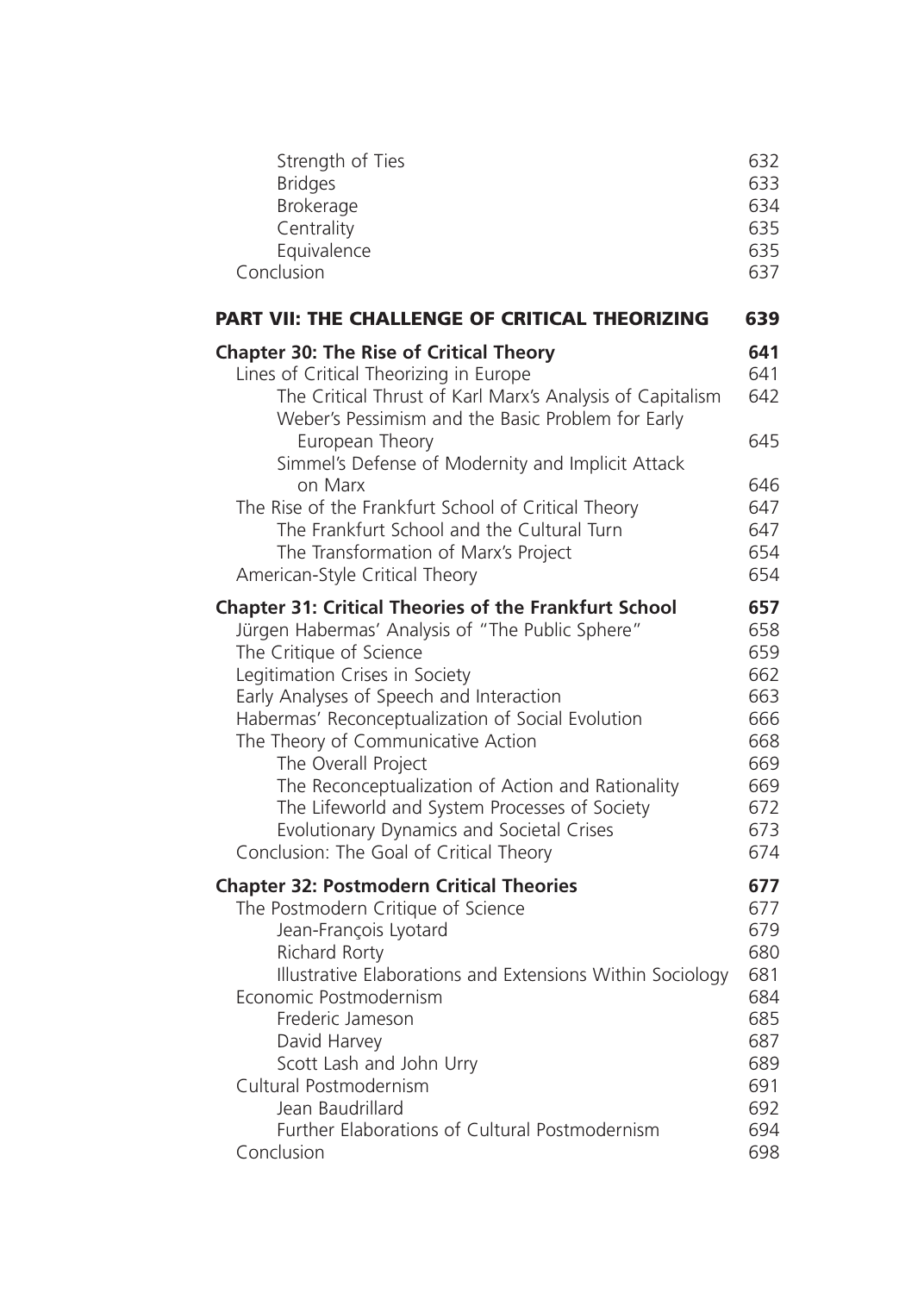Strength of Ties 632
Bridges 633
Brokerage 634
Centrality 635
Equivalence 635
Conclusion 637

**PART VII: THE CHALLENGE OF CRITICAL THEORIZING 639**

**Chapter 30: The Rise of Critical Theory 641**

Lines of Critical Theorizing in Europe 641
The Critical Thrust of Karl Marx's Analysis of Capitalism 642
Weber's Pessimism and the Basic Problem for Early European Theory 645
Simmel's Defense of Modernity and Implicit Attack on Marx 646
The Rise of the Frankfurt School of Critical Theory 647
The Frankfurt School and the Cultural Turn 647
The Transformation of Marx's Project 654
American-Style Critical Theory 654

**Chapter 31: Critical Theories of the Frankfurt School 657**

Jürgen Habermas' Analysis of "The Public Sphere" 658
The Critique of Science 659
Legitimation Crises in Society 662
Early Analyses of Speech and Interaction 663
Habermas' Reconceptualization of Social Evolution 666
The Theory of Communicative Action 668
The Overall Project 669
The Reconceptualization of Action and Rationality 669
The Lifeworld and System Processes of Society 672
Evolutionary Dynamics and Societal Crises 673
Conclusion: The Goal of Critical Theory 674

**Chapter 32: Postmodern Critical Theories 677**

The Postmodern Critique of Science 677
Jean-François Lyotard 679
Richard Rorty 680
Illustrative Elaborations and Extensions Within Sociology 681
Economic Postmodernism 684
Frederic Jameson 685
David Harvey 687
Scott Lash and John Urry 689
Cultural Postmodernism 691
Jean Baudrillard 692
Further Elaborations of Cultural Postmodernism 694
Conclusion 698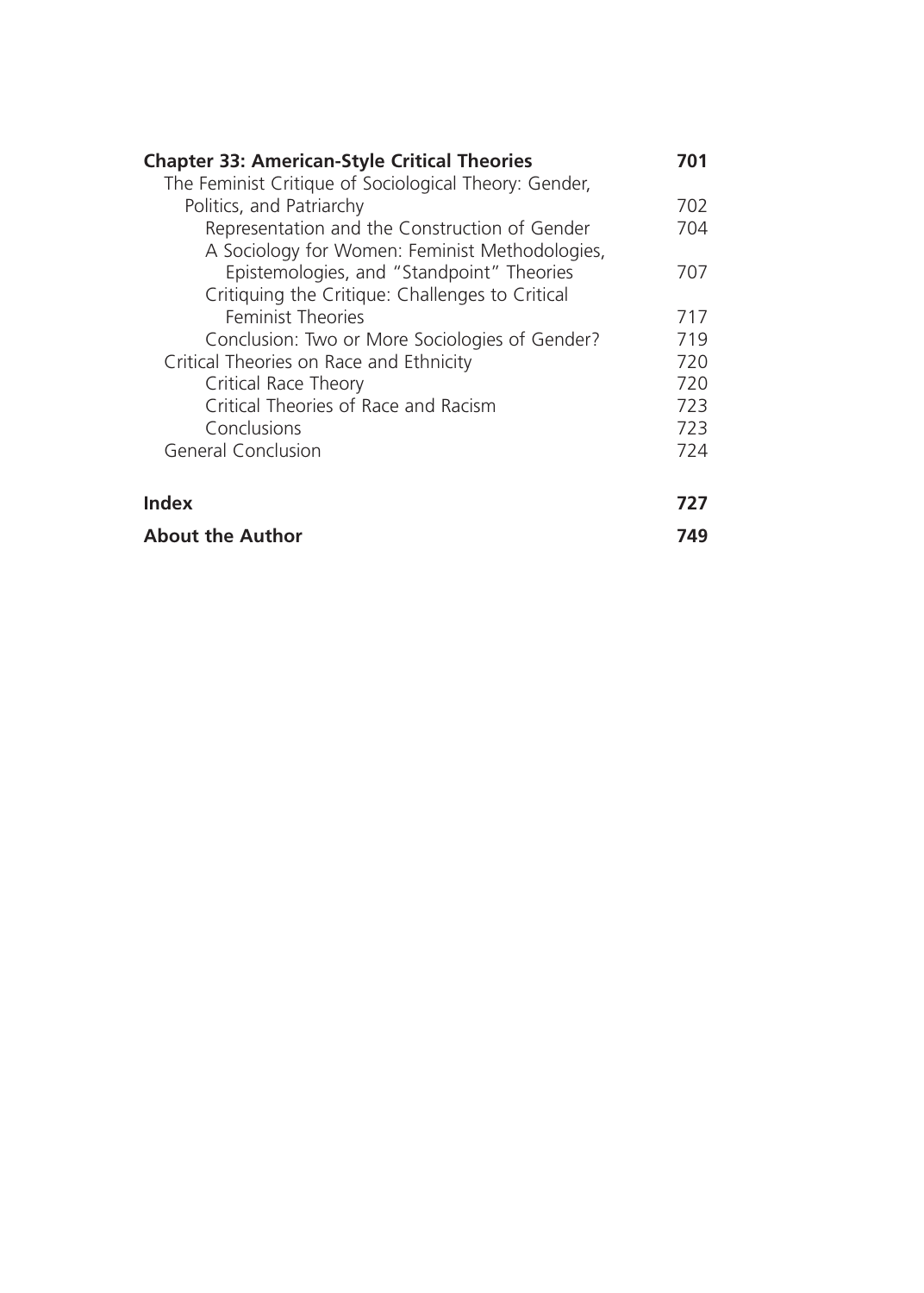**Chapter 33: American-Style Critical Theories** **701**

The Feminist Critique of Sociological Theory: Gender, Politics, and Patriarchy 702

Representation and the Construction of Gender 704

A Sociology for Women: Feminist Methodologies, Epistemologies, and "Standpoint" Theories 707

Critiquing the Critique: Challenges to Critical Feminist Theories 717

Conclusion: Two or More Sociologies of Gender? 719

Critical Theories on Race and Ethnicity 720

Critical Race Theory 720

Critical Theories of Race and Racism 723

Conclusions 723

General Conclusion 724

**Index** **727**

**About the Author** **749**